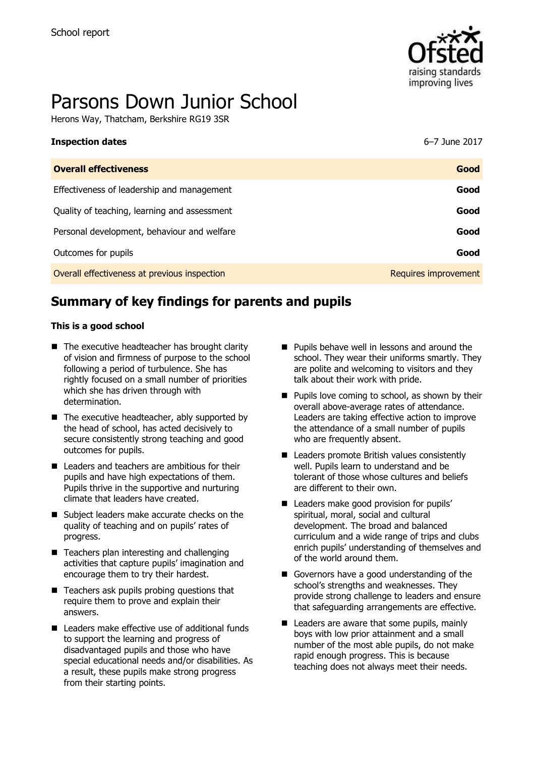School report

# Parsons Down Junior School

Herons Way, Thatcham, Berkshire RG19 3SR

| **Inspection dates** | 6–7 June 2017 |
|---|---|
| **Overall effectiveness** | **Good** |
| Effectiveness of leadership and management | **Good** |
| Quality of teaching, learning and assessment | **Good** |
| Personal development, behaviour and welfare | **Good** |
| Outcomes for pupils | **Good** |
| Overall effectiveness at previous inspection | Requires improvement |

## Summary of key findings for parents and pupils

**This is a good school**

- The executive headteacher has brought clarity of vision and firmness of purpose to the school following a period of turbulence. She has rightly focused on a small number of priorities which she has driven through with determination.
- The executive headteacher, ably supported by the head of school, has acted decisively to secure consistently strong teaching and good outcomes for pupils.
- Leaders and teachers are ambitious for their pupils and have high expectations of them. Pupils thrive in the supportive and nurturing climate that leaders have created.
- Subject leaders make accurate checks on the quality of teaching and on pupils' rates of progress.
- Teachers plan interesting and challenging activities that capture pupils' imagination and encourage them to try their hardest.
- Teachers ask pupils probing questions that require them to prove and explain their answers.
- Leaders make effective use of additional funds to support the learning and progress of disadvantaged pupils and those who have special educational needs and/or disabilities. As a result, these pupils make strong progress from their starting points.
- Pupils behave well in lessons and around the school. They wear their uniforms smartly. They are polite and welcoming to visitors and they talk about their work with pride.
- Pupils love coming to school, as shown by their overall above-average rates of attendance. Leaders are taking effective action to improve the attendance of a small number of pupils who are frequently absent.
- Leaders promote British values consistently well. Pupils learn to understand and be tolerant of those whose cultures and beliefs are different to their own.
- Leaders make good provision for pupils' spiritual, moral, social and cultural development. The broad and balanced curriculum and a wide range of trips and clubs enrich pupils' understanding of themselves and of the world around them.
- Governors have a good understanding of the school's strengths and weaknesses. They provide strong challenge to leaders and ensure that safeguarding arrangements are effective.
- Leaders are aware that some pupils, mainly boys with low prior attainment and a small number of the most able pupils, do not make rapid enough progress. This is because teaching does not always meet their needs.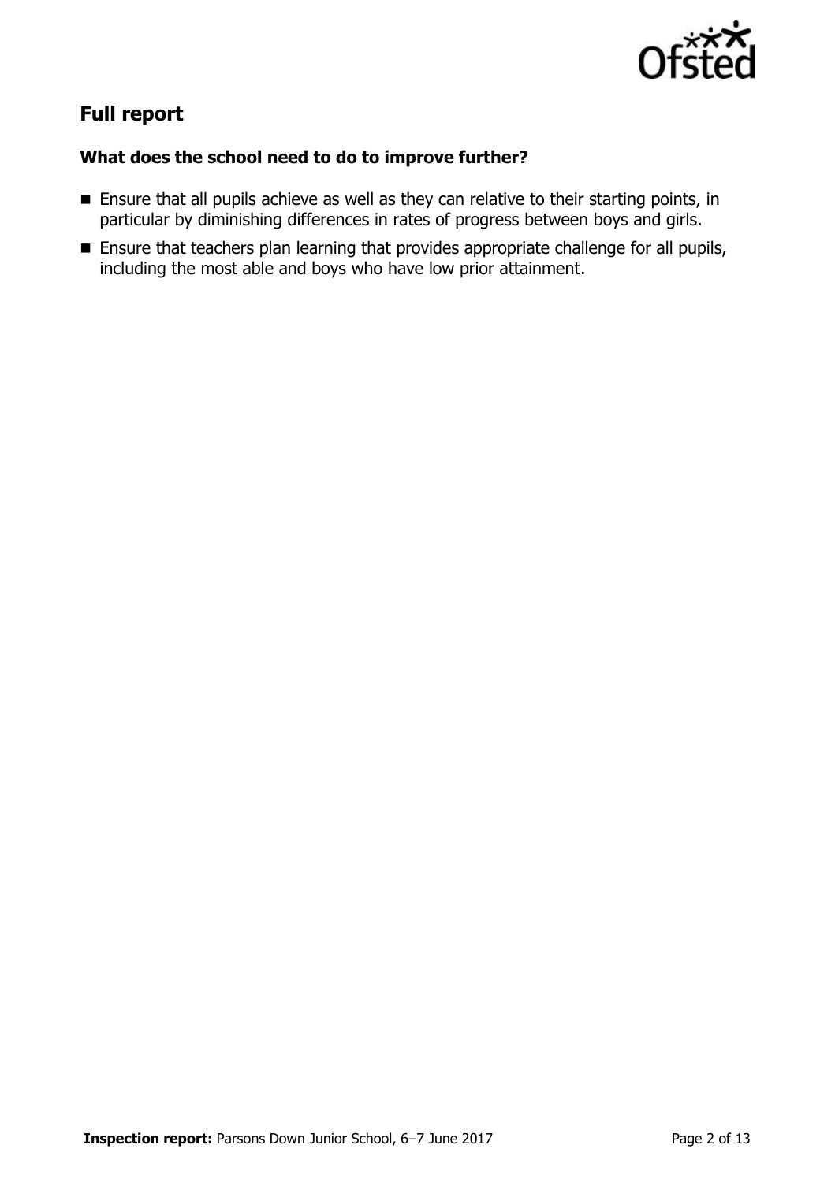## Full report

### What does the school need to do to improve further?

- Ensure that all pupils achieve as well as they can relative to their starting points, in particular by diminishing differences in rates of progress between boys and girls.
- Ensure that teachers plan learning that provides appropriate challenge for all pupils, including the most able and boys who have low prior attainment.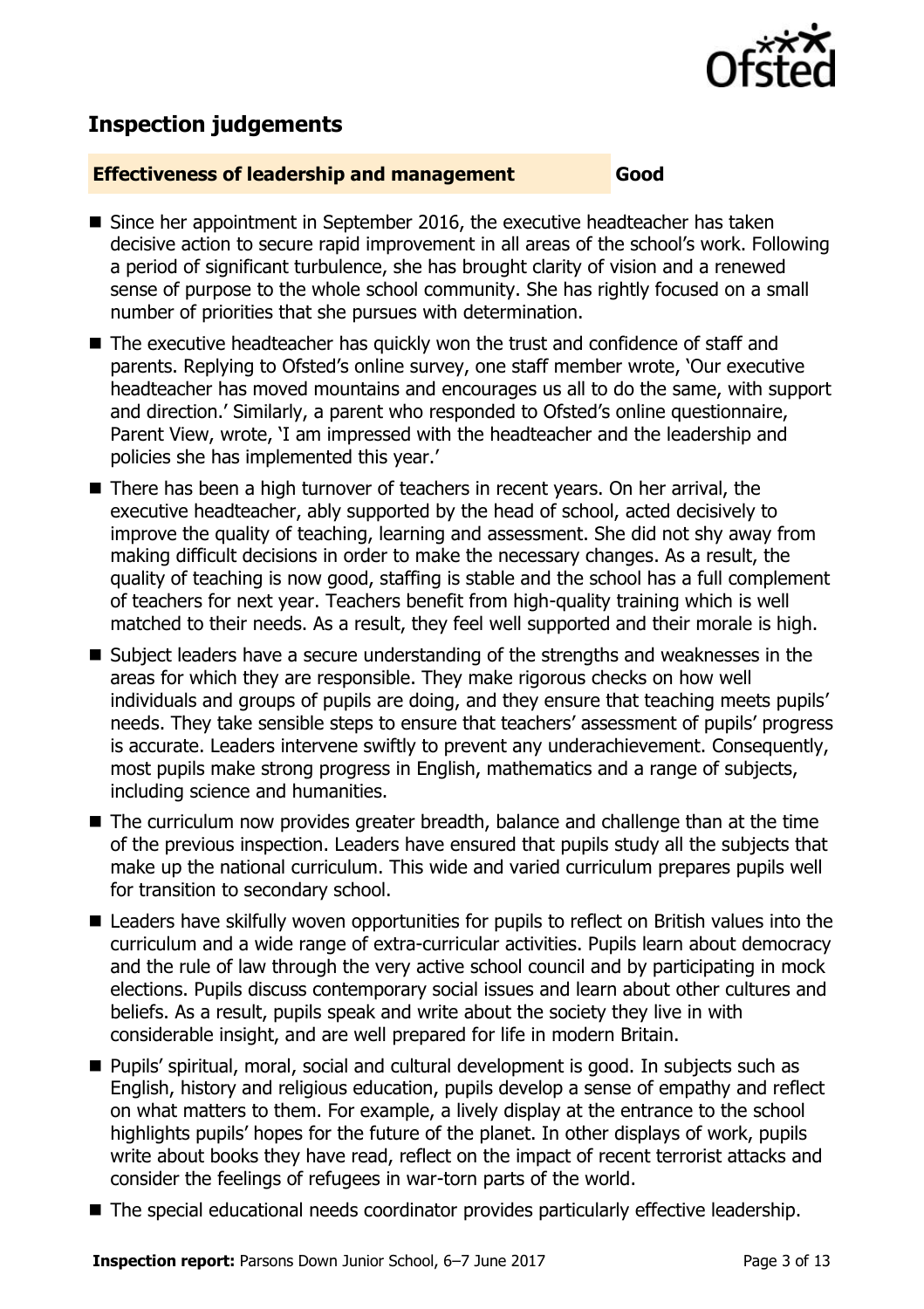## Inspection judgements

| **Effectiveness of leadership and management** | **Good** |
| --- | --- |

- Since her appointment in September 2016, the executive headteacher has taken decisive action to secure rapid improvement in all areas of the school's work. Following a period of significant turbulence, she has brought clarity of vision and a renewed sense of purpose to the whole school community. She has rightly focused on a small number of priorities that she pursues with determination.
- The executive headteacher has quickly won the trust and confidence of staff and parents. Replying to Ofsted's online survey, one staff member wrote, 'Our executive headteacher has moved mountains and encourages us all to do the same, with support and direction.' Similarly, a parent who responded to Ofsted's online questionnaire, Parent View, wrote, 'I am impressed with the headteacher and the leadership and policies she has implemented this year.'
- There has been a high turnover of teachers in recent years. On her arrival, the executive headteacher, ably supported by the head of school, acted decisively to improve the quality of teaching, learning and assessment. She did not shy away from making difficult decisions in order to make the necessary changes. As a result, the quality of teaching is now good, staffing is stable and the school has a full complement of teachers for next year. Teachers benefit from high-quality training which is well matched to their needs. As a result, they feel well supported and their morale is high.
- Subject leaders have a secure understanding of the strengths and weaknesses in the areas for which they are responsible. They make rigorous checks on how well individuals and groups of pupils are doing, and they ensure that teaching meets pupils' needs. They take sensible steps to ensure that teachers' assessment of pupils' progress is accurate. Leaders intervene swiftly to prevent any underachievement. Consequently, most pupils make strong progress in English, mathematics and a range of subjects, including science and humanities.
- The curriculum now provides greater breadth, balance and challenge than at the time of the previous inspection. Leaders have ensured that pupils study all the subjects that make up the national curriculum. This wide and varied curriculum prepares pupils well for transition to secondary school.
- Leaders have skilfully woven opportunities for pupils to reflect on British values into the curriculum and a wide range of extra-curricular activities. Pupils learn about democracy and the rule of law through the very active school council and by participating in mock elections. Pupils discuss contemporary social issues and learn about other cultures and beliefs. As a result, pupils speak and write about the society they live in with considerable insight, and are well prepared for life in modern Britain.
- Pupils' spiritual, moral, social and cultural development is good. In subjects such as English, history and religious education, pupils develop a sense of empathy and reflect on what matters to them. For example, a lively display at the entrance to the school highlights pupils' hopes for the future of the planet. In other displays of work, pupils write about books they have read, reflect on the impact of recent terrorist attacks and consider the feelings of refugees in war-torn parts of the world.
- The special educational needs coordinator provides particularly effective leadership.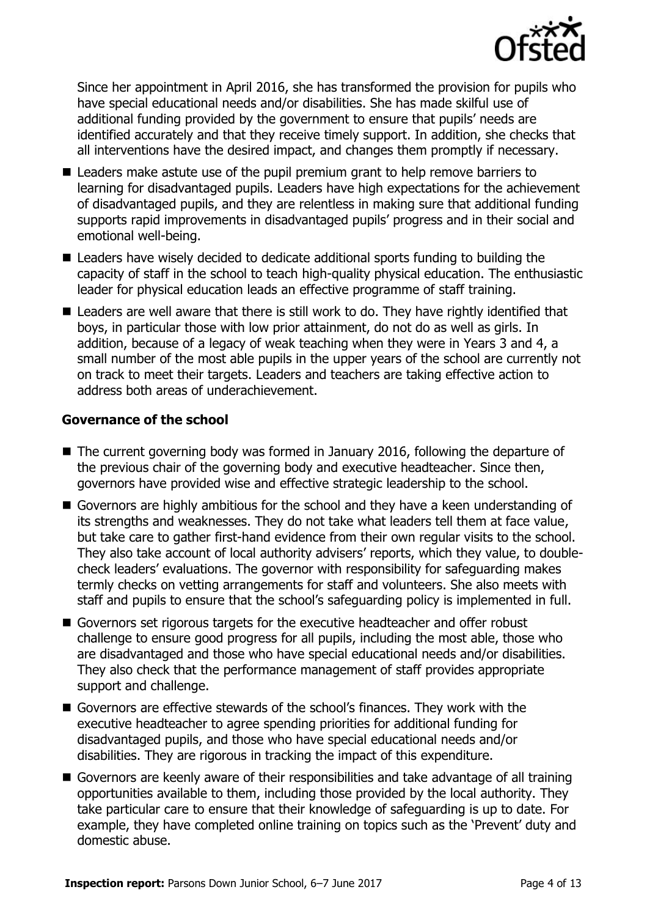Since her appointment in April 2016, she has transformed the provision for pupils who have special educational needs and/or disabilities. She has made skilful use of additional funding provided by the government to ensure that pupils' needs are identified accurately and that they receive timely support. In addition, she checks that all interventions have the desired impact, and changes them promptly if necessary.

- Leaders make astute use of the pupil premium grant to help remove barriers to learning for disadvantaged pupils. Leaders have high expectations for the achievement of disadvantaged pupils, and they are relentless in making sure that additional funding supports rapid improvements in disadvantaged pupils' progress and in their social and emotional well-being.
- Leaders have wisely decided to dedicate additional sports funding to building the capacity of staff in the school to teach high-quality physical education. The enthusiastic leader for physical education leads an effective programme of staff training.
- Leaders are well aware that there is still work to do. They have rightly identified that boys, in particular those with low prior attainment, do not do as well as girls. In addition, because of a legacy of weak teaching when they were in Years 3 and 4, a small number of the most able pupils in the upper years of the school are currently not on track to meet their targets. Leaders and teachers are taking effective action to address both areas of underachievement.

### Governance of the school

- The current governing body was formed in January 2016, following the departure of the previous chair of the governing body and executive headteacher. Since then, governors have provided wise and effective strategic leadership to the school.
- Governors are highly ambitious for the school and they have a keen understanding of its strengths and weaknesses. They do not take what leaders tell them at face value, but take care to gather first-hand evidence from their own regular visits to the school. They also take account of local authority advisers' reports, which they value, to double-check leaders' evaluations. The governor with responsibility for safeguarding makes termly checks on vetting arrangements for staff and volunteers. She also meets with staff and pupils to ensure that the school's safeguarding policy is implemented in full.
- Governors set rigorous targets for the executive headteacher and offer robust challenge to ensure good progress for all pupils, including the most able, those who are disadvantaged and those who have special educational needs and/or disabilities. They also check that the performance management of staff provides appropriate support and challenge.
- Governors are effective stewards of the school's finances. They work with the executive headteacher to agree spending priorities for additional funding for disadvantaged pupils, and those who have special educational needs and/or disabilities. They are rigorous in tracking the impact of this expenditure.
- Governors are keenly aware of their responsibilities and take advantage of all training opportunities available to them, including those provided by the local authority. They take particular care to ensure that their knowledge of safeguarding is up to date. For example, they have completed online training on topics such as the 'Prevent' duty and domestic abuse.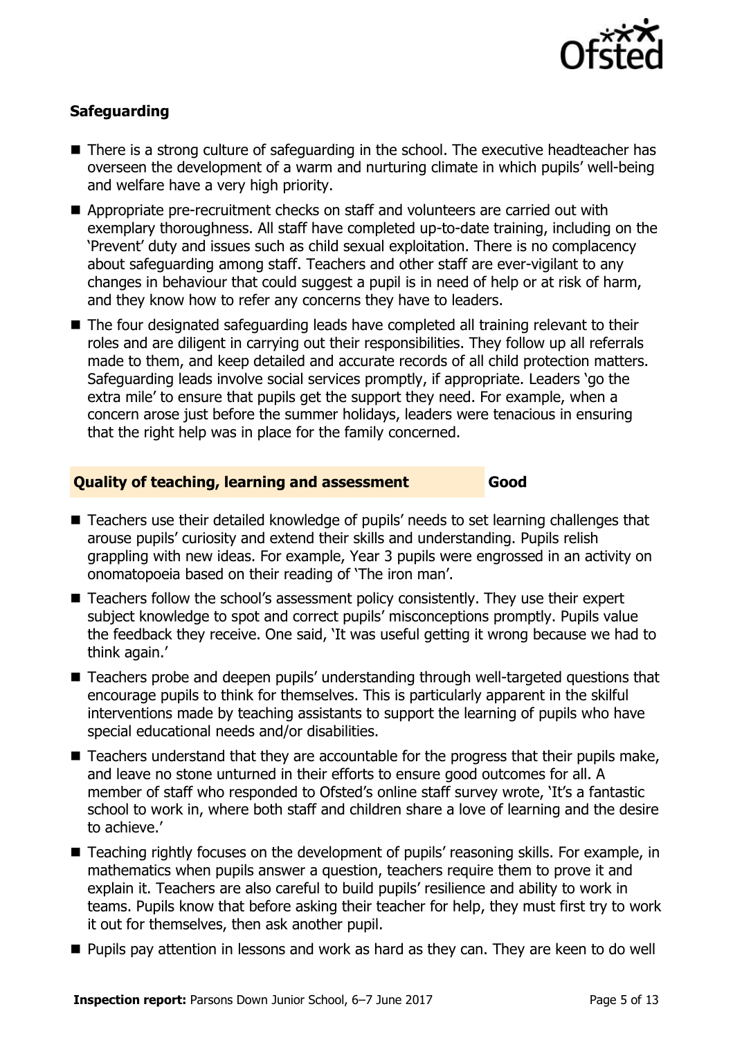### Safeguarding

- There is a strong culture of safeguarding in the school. The executive headteacher has overseen the development of a warm and nurturing climate in which pupils' well-being and welfare have a very high priority.
- Appropriate pre-recruitment checks on staff and volunteers are carried out with exemplary thoroughness. All staff have completed up-to-date training, including on the 'Prevent' duty and issues such as child sexual exploitation. There is no complacency about safeguarding among staff. Teachers and other staff are ever-vigilant to any changes in behaviour that could suggest a pupil is in need of help or at risk of harm, and they know how to refer any concerns they have to leaders.
- The four designated safeguarding leads have completed all training relevant to their roles and are diligent in carrying out their responsibilities. They follow up all referrals made to them, and keep detailed and accurate records of all child protection matters. Safeguarding leads involve social services promptly, if appropriate. Leaders 'go the extra mile' to ensure that pupils get the support they need. For example, when a concern arose just before the summer holidays, leaders were tenacious in ensuring that the right help was in place for the family concerned.

### Quality of teaching, learning and assessment — Good

- Teachers use their detailed knowledge of pupils' needs to set learning challenges that arouse pupils' curiosity and extend their skills and understanding. Pupils relish grappling with new ideas. For example, Year 3 pupils were engrossed in an activity on onomatopoeia based on their reading of 'The iron man'.
- Teachers follow the school's assessment policy consistently. They use their expert subject knowledge to spot and correct pupils' misconceptions promptly. Pupils value the feedback they receive. One said, 'It was useful getting it wrong because we had to think again.'
- Teachers probe and deepen pupils' understanding through well-targeted questions that encourage pupils to think for themselves. This is particularly apparent in the skilful interventions made by teaching assistants to support the learning of pupils who have special educational needs and/or disabilities.
- Teachers understand that they are accountable for the progress that their pupils make, and leave no stone unturned in their efforts to ensure good outcomes for all. A member of staff who responded to Ofsted's online staff survey wrote, 'It's a fantastic school to work in, where both staff and children share a love of learning and the desire to achieve.'
- Teaching rightly focuses on the development of pupils' reasoning skills. For example, in mathematics when pupils answer a question, teachers require them to prove it and explain it. Teachers are also careful to build pupils' resilience and ability to work in teams. Pupils know that before asking their teacher for help, they must first try to work it out for themselves, then ask another pupil.
- Pupils pay attention in lessons and work as hard as they can. They are keen to do well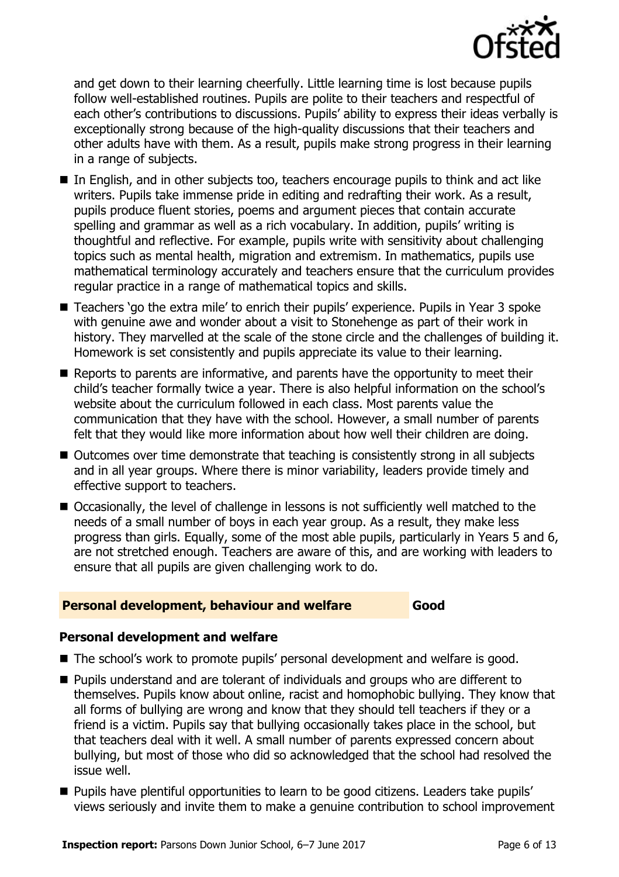and get down to their learning cheerfully. Little learning time is lost because pupils follow well-established routines. Pupils are polite to their teachers and respectful of each other's contributions to discussions. Pupils' ability to express their ideas verbally is exceptionally strong because of the high-quality discussions that their teachers and other adults have with them. As a result, pupils make strong progress in their learning in a range of subjects.

- In English, and in other subjects too, teachers encourage pupils to think and act like writers. Pupils take immense pride in editing and redrafting their work. As a result, pupils produce fluent stories, poems and argument pieces that contain accurate spelling and grammar as well as a rich vocabulary. In addition, pupils' writing is thoughtful and reflective. For example, pupils write with sensitivity about challenging topics such as mental health, migration and extremism. In mathematics, pupils use mathematical terminology accurately and teachers ensure that the curriculum provides regular practice in a range of mathematical topics and skills.
- Teachers 'go the extra mile' to enrich their pupils' experience. Pupils in Year 3 spoke with genuine awe and wonder about a visit to Stonehenge as part of their work in history. They marvelled at the scale of the stone circle and the challenges of building it. Homework is set consistently and pupils appreciate its value to their learning.
- Reports to parents are informative, and parents have the opportunity to meet their child's teacher formally twice a year. There is also helpful information on the school's website about the curriculum followed in each class. Most parents value the communication that they have with the school. However, a small number of parents felt that they would like more information about how well their children are doing.
- Outcomes over time demonstrate that teaching is consistently strong in all subjects and in all year groups. Where there is minor variability, leaders provide timely and effective support to teachers.
- Occasionally, the level of challenge in lessons is not sufficiently well matched to the needs of a small number of boys in each year group. As a result, they make less progress than girls. Equally, some of the most able pupils, particularly in Years 5 and 6, are not stretched enough. Teachers are aware of this, and are working with leaders to ensure that all pupils are given challenging work to do.

## Personal development, behaviour and welfare — Good

### Personal development and welfare

- The school's work to promote pupils' personal development and welfare is good.
- Pupils understand and are tolerant of individuals and groups who are different to themselves. Pupils know about online, racist and homophobic bullying. They know that all forms of bullying are wrong and know that they should tell teachers if they or a friend is a victim. Pupils say that bullying occasionally takes place in the school, but that teachers deal with it well. A small number of parents expressed concern about bullying, but most of those who did so acknowledged that the school had resolved the issue well.
- Pupils have plentiful opportunities to learn to be good citizens. Leaders take pupils' views seriously and invite them to make a genuine contribution to school improvement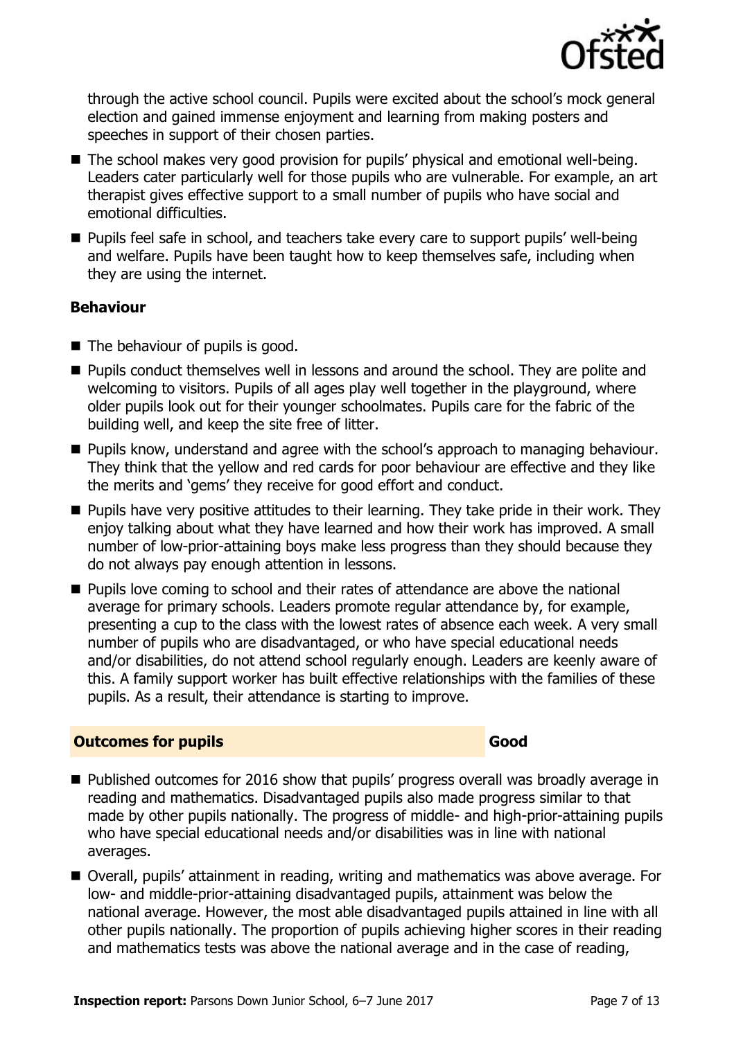through the active school council. Pupils were excited about the school's mock general election and gained immense enjoyment and learning from making posters and speeches in support of their chosen parties.

- The school makes very good provision for pupils' physical and emotional well-being. Leaders cater particularly well for those pupils who are vulnerable. For example, an art therapist gives effective support to a small number of pupils who have social and emotional difficulties.
- Pupils feel safe in school, and teachers take every care to support pupils' well-being and welfare. Pupils have been taught how to keep themselves safe, including when they are using the internet.

**Behaviour**

- The behaviour of pupils is good.
- Pupils conduct themselves well in lessons and around the school. They are polite and welcoming to visitors. Pupils of all ages play well together in the playground, where older pupils look out for their younger schoolmates. Pupils care for the fabric of the building well, and keep the site free of litter.
- Pupils know, understand and agree with the school's approach to managing behaviour. They think that the yellow and red cards for poor behaviour are effective and they like the merits and 'gems' they receive for good effort and conduct.
- Pupils have very positive attitudes to their learning. They take pride in their work. They enjoy talking about what they have learned and how their work has improved. A small number of low-prior-attaining boys make less progress than they should because they do not always pay enough attention in lessons.
- Pupils love coming to school and their rates of attendance are above the national average for primary schools. Leaders promote regular attendance by, for example, presenting a cup to the class with the lowest rates of absence each week. A very small number of pupils who are disadvantaged, or who have special educational needs and/or disabilities, do not attend school regularly enough. Leaders are keenly aware of this. A family support worker has built effective relationships with the families of these pupils. As a result, their attendance is starting to improve.

## Outcomes for pupils — Good

- Published outcomes for 2016 show that pupils' progress overall was broadly average in reading and mathematics. Disadvantaged pupils also made progress similar to that made by other pupils nationally. The progress of middle- and high-prior-attaining pupils who have special educational needs and/or disabilities was in line with national averages.
- Overall, pupils' attainment in reading, writing and mathematics was above average. For low- and middle-prior-attaining disadvantaged pupils, attainment was below the national average. However, the most able disadvantaged pupils attained in line with all other pupils nationally. The proportion of pupils achieving higher scores in their reading and mathematics tests was above the national average and in the case of reading,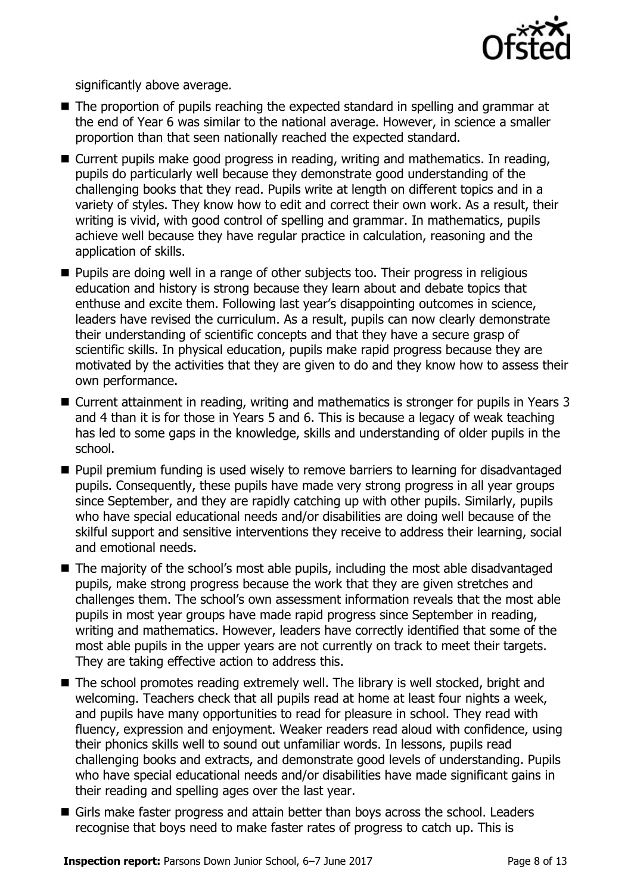significantly above average.

- The proportion of pupils reaching the expected standard in spelling and grammar at the end of Year 6 was similar to the national average. However, in science a smaller proportion than that seen nationally reached the expected standard.
- Current pupils make good progress in reading, writing and mathematics. In reading, pupils do particularly well because they demonstrate good understanding of the challenging books that they read. Pupils write at length on different topics and in a variety of styles. They know how to edit and correct their own work. As a result, their writing is vivid, with good control of spelling and grammar. In mathematics, pupils achieve well because they have regular practice in calculation, reasoning and the application of skills.
- Pupils are doing well in a range of other subjects too. Their progress in religious education and history is strong because they learn about and debate topics that enthuse and excite them. Following last year's disappointing outcomes in science, leaders have revised the curriculum. As a result, pupils can now clearly demonstrate their understanding of scientific concepts and that they have a secure grasp of scientific skills. In physical education, pupils make rapid progress because they are motivated by the activities that they are given to do and they know how to assess their own performance.
- Current attainment in reading, writing and mathematics is stronger for pupils in Years 3 and 4 than it is for those in Years 5 and 6. This is because a legacy of weak teaching has led to some gaps in the knowledge, skills and understanding of older pupils in the school.
- Pupil premium funding is used wisely to remove barriers to learning for disadvantaged pupils. Consequently, these pupils have made very strong progress in all year groups since September, and they are rapidly catching up with other pupils. Similarly, pupils who have special educational needs and/or disabilities are doing well because of the skilful support and sensitive interventions they receive to address their learning, social and emotional needs.
- The majority of the school's most able pupils, including the most able disadvantaged pupils, make strong progress because the work that they are given stretches and challenges them. The school's own assessment information reveals that the most able pupils in most year groups have made rapid progress since September in reading, writing and mathematics. However, leaders have correctly identified that some of the most able pupils in the upper years are not currently on track to meet their targets. They are taking effective action to address this.
- The school promotes reading extremely well. The library is well stocked, bright and welcoming. Teachers check that all pupils read at home at least four nights a week, and pupils have many opportunities to read for pleasure in school. They read with fluency, expression and enjoyment. Weaker readers read aloud with confidence, using their phonics skills well to sound out unfamiliar words. In lessons, pupils read challenging books and extracts, and demonstrate good levels of understanding. Pupils who have special educational needs and/or disabilities have made significant gains in their reading and spelling ages over the last year.
- Girls make faster progress and attain better than boys across the school. Leaders recognise that boys need to make faster rates of progress to catch up. This is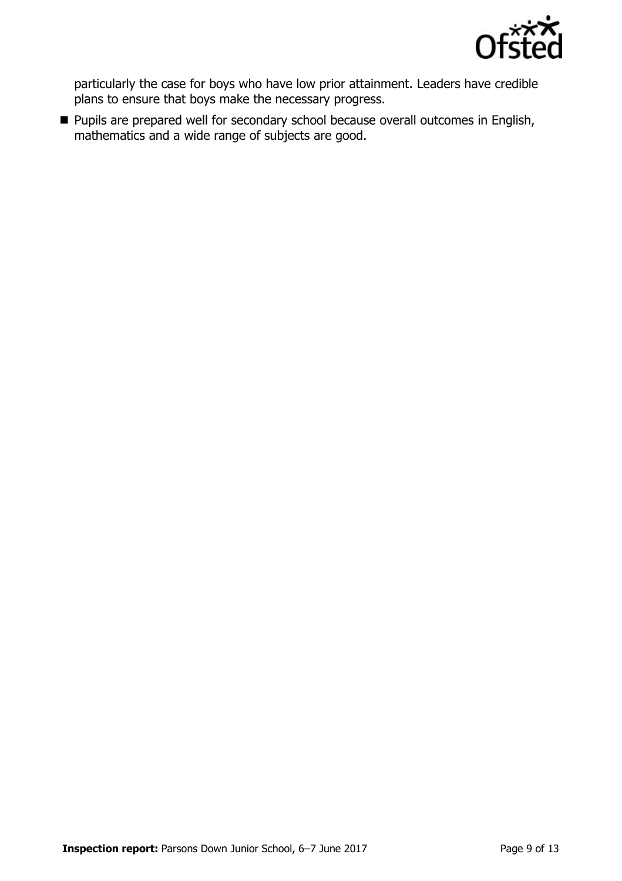particularly the case for boys who have low prior attainment. Leaders have credible plans to ensure that boys make the necessary progress.

- Pupils are prepared well for secondary school because overall outcomes in English, mathematics and a wide range of subjects are good.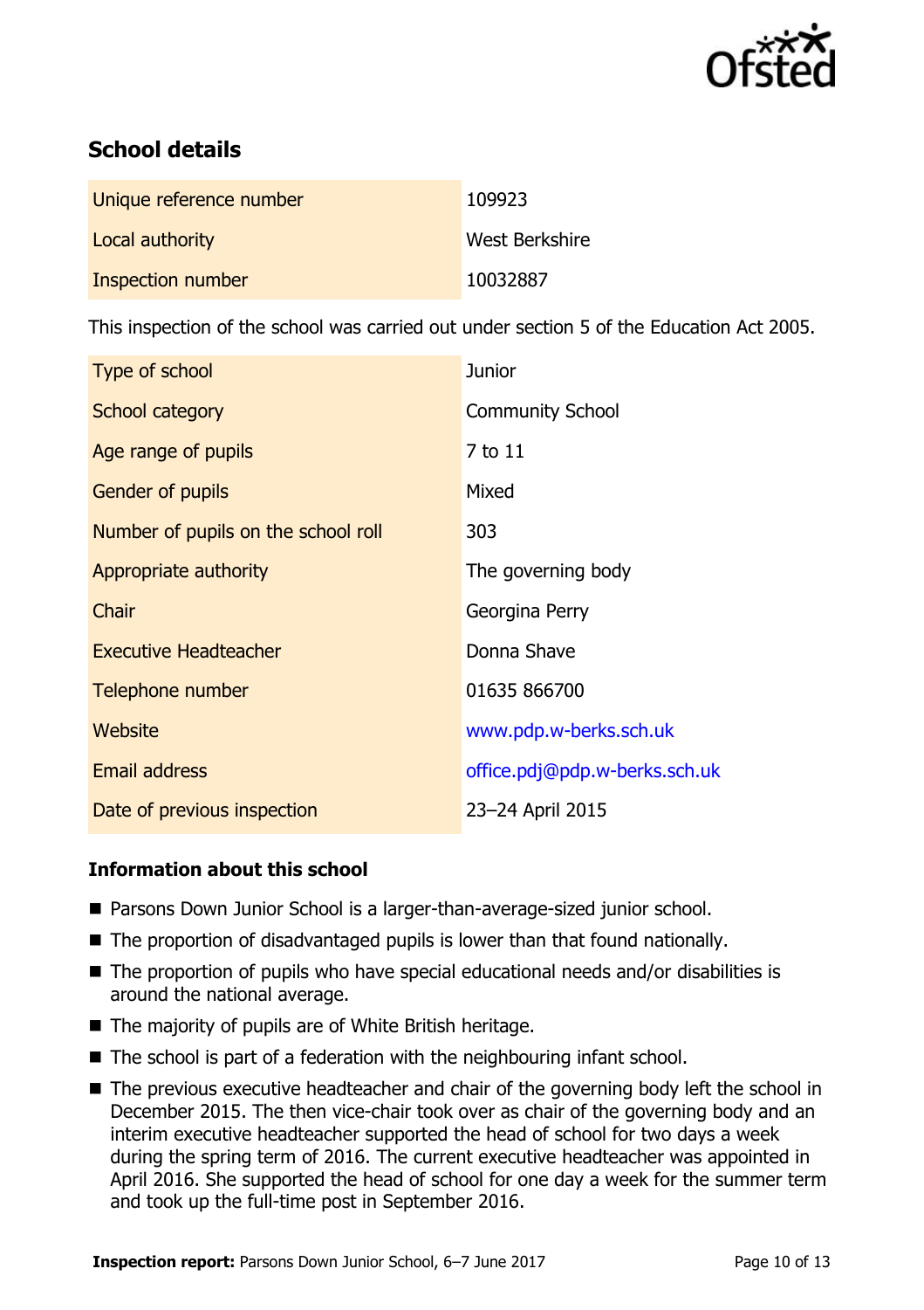## School details

| | |
|---|---|
| Unique reference number | 109923 |
| Local authority | West Berkshire |
| Inspection number | 10032887 |

This inspection of the school was carried out under section 5 of the Education Act 2005.

| | |
|---|---|
| Type of school | Junior |
| School category | Community School |
| Age range of pupils | 7 to 11 |
| Gender of pupils | Mixed |
| Number of pupils on the school roll | 303 |
| Appropriate authority | The governing body |
| Chair | Georgina Perry |
| Executive Headteacher | Donna Shave |
| Telephone number | 01635 866700 |
| Website | www.pdp.w-berks.sch.uk |
| Email address | office.pdj@pdp.w-berks.sch.uk |
| Date of previous inspection | 23–24 April 2015 |

### Information about this school

- Parsons Down Junior School is a larger-than-average-sized junior school.
- The proportion of disadvantaged pupils is lower than that found nationally.
- The proportion of pupils who have special educational needs and/or disabilities is around the national average.
- The majority of pupils are of White British heritage.
- The school is part of a federation with the neighbouring infant school.
- The previous executive headteacher and chair of the governing body left the school in December 2015. The then vice-chair took over as chair of the governing body and an interim executive headteacher supported the head of school for two days a week during the spring term of 2016. The current executive headteacher was appointed in April 2016. She supported the head of school for one day a week for the summer term and took up the full-time post in September 2016.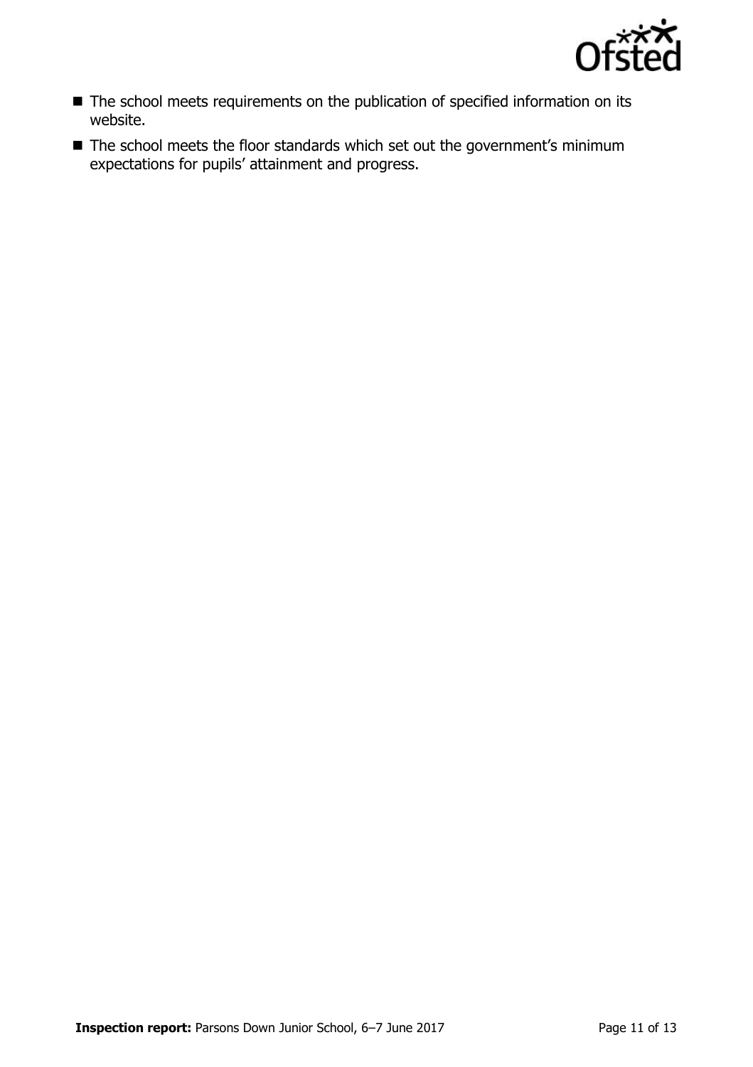- The school meets requirements on the publication of specified information on its website.
- The school meets the floor standards which set out the government's minimum expectations for pupils' attainment and progress.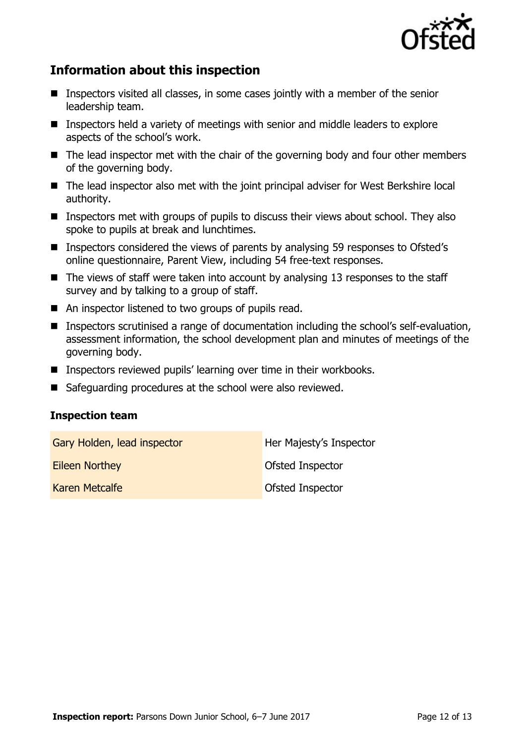## Information about this inspection

- Inspectors visited all classes, in some cases jointly with a member of the senior leadership team.
- Inspectors held a variety of meetings with senior and middle leaders to explore aspects of the school's work.
- The lead inspector met with the chair of the governing body and four other members of the governing body.
- The lead inspector also met with the joint principal adviser for West Berkshire local authority.
- Inspectors met with groups of pupils to discuss their views about school. They also spoke to pupils at break and lunchtimes.
- Inspectors considered the views of parents by analysing 59 responses to Ofsted's online questionnaire, Parent View, including 54 free-text responses.
- The views of staff were taken into account by analysing 13 responses to the staff survey and by talking to a group of staff.
- An inspector listened to two groups of pupils read.
- Inspectors scrutinised a range of documentation including the school's self-evaluation, assessment information, the school development plan and minutes of meetings of the governing body.
- Inspectors reviewed pupils' learning over time in their workbooks.
- Safeguarding procedures at the school were also reviewed.

### Inspection team

| | |
|---|---|
| Gary Holden, lead inspector | Her Majesty's Inspector |
| Eileen Northey | Ofsted Inspector |
| Karen Metcalfe | Ofsted Inspector |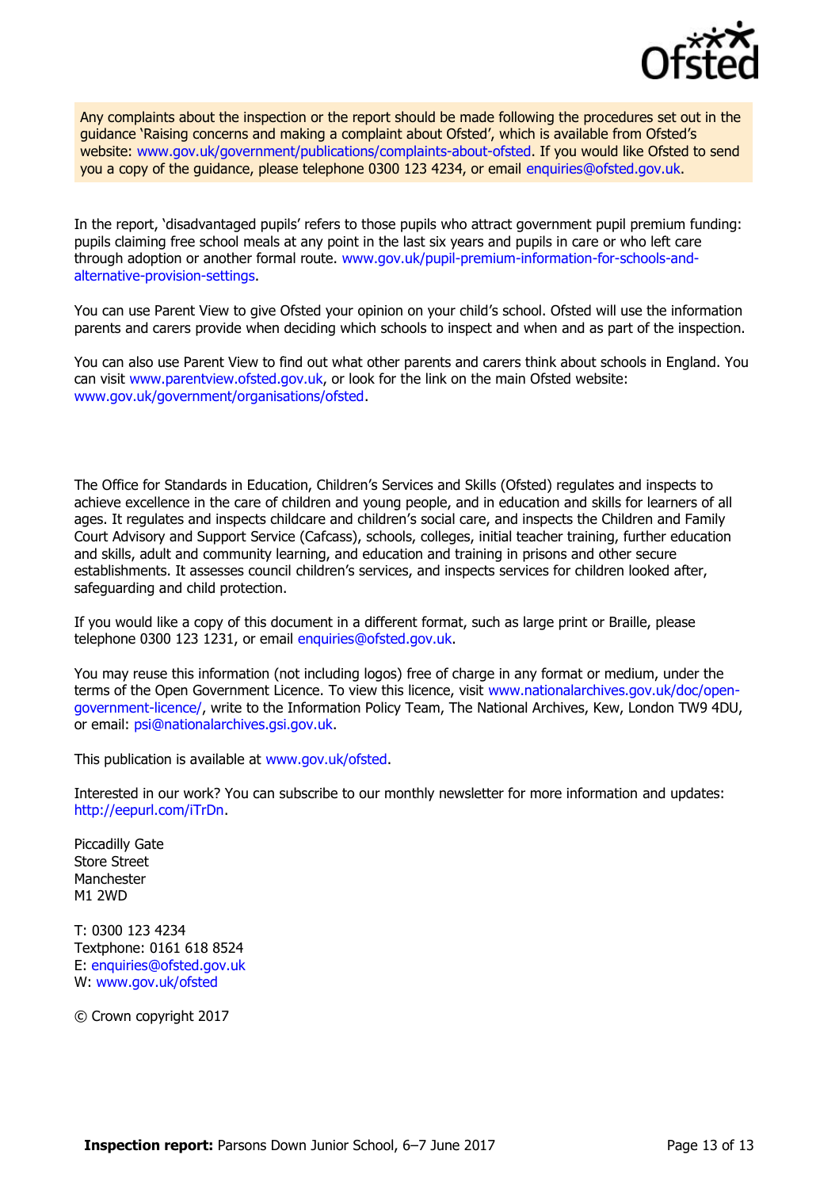Any complaints about the inspection or the report should be made following the procedures set out in the guidance 'Raising concerns and making a complaint about Ofsted', which is available from Ofsted's website: www.gov.uk/government/publications/complaints-about-ofsted. If you would like Ofsted to send you a copy of the guidance, please telephone 0300 123 4234, or email enquiries@ofsted.gov.uk.

In the report, 'disadvantaged pupils' refers to those pupils who attract government pupil premium funding: pupils claiming free school meals at any point in the last six years and pupils in care or who left care through adoption or another formal route. www.gov.uk/pupil-premium-information-for-schools-and-alternative-provision-settings.

You can use Parent View to give Ofsted your opinion on your child's school. Ofsted will use the information parents and carers provide when deciding which schools to inspect and when and as part of the inspection.

You can also use Parent View to find out what other parents and carers think about schools in England. You can visit www.parentview.ofsted.gov.uk, or look for the link on the main Ofsted website: www.gov.uk/government/organisations/ofsted.

The Office for Standards in Education, Children's Services and Skills (Ofsted) regulates and inspects to achieve excellence in the care of children and young people, and in education and skills for learners of all ages. It regulates and inspects childcare and children's social care, and inspects the Children and Family Court Advisory and Support Service (Cafcass), schools, colleges, initial teacher training, further education and skills, adult and community learning, and education and training in prisons and other secure establishments. It assesses council children's services, and inspects services for children looked after, safeguarding and child protection.

If you would like a copy of this document in a different format, such as large print or Braille, please telephone 0300 123 1231, or email enquiries@ofsted.gov.uk.

You may reuse this information (not including logos) free of charge in any format or medium, under the terms of the Open Government Licence. To view this licence, visit www.nationalarchives.gov.uk/doc/open-government-licence/, write to the Information Policy Team, The National Archives, Kew, London TW9 4DU, or email: psi@nationalarchives.gsi.gov.uk.

This publication is available at www.gov.uk/ofsted.

Interested in our work? You can subscribe to our monthly newsletter for more information and updates: http://eepurl.com/iTrDn.

Piccadilly Gate  
Store Street  
Manchester  
M1 2WD

T: 0300 123 4234  
Textphone: 0161 618 8524  
E: enquiries@ofsted.gov.uk  
W: www.gov.uk/ofsted

© Crown copyright 2017